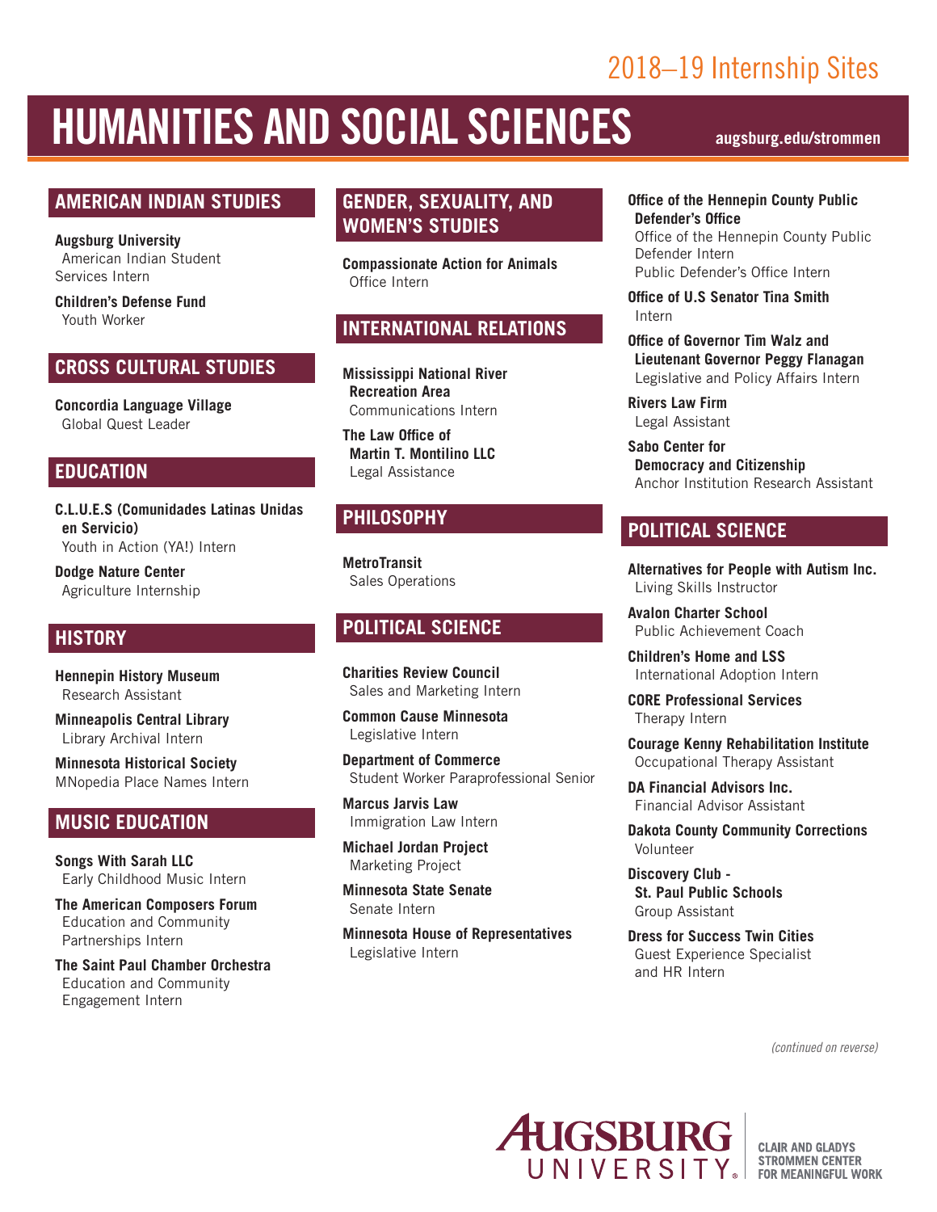2018–19 Internship Sites

# HUMANITIES AND SOCIAL SCIENCES

augsburg.edu/strommen

## AMERICAN INDIAN STUDIES

**Augsburg University**
American Indian Student Services Intern

**Children's Defense Fund**
Youth Worker

## CROSS CULTURAL STUDIES

**Concordia Language Village**
Global Quest Leader

## EDUCATION

**C.L.U.E.S (Comunidades Latinas Unidas en Servicio)**
Youth in Action (YA!) Intern

**Dodge Nature Center**
Agriculture Internship

## HISTORY

**Hennepin History Museum**
Research Assistant

**Minneapolis Central Library**
Library Archival Intern

**Minnesota Historical Society**
MNopedia Place Names Intern

## MUSIC EDUCATION

**Songs With Sarah LLC**
Early Childhood Music Intern

**The American Composers Forum**
Education and Community Partnerships Intern

**The Saint Paul Chamber Orchestra**
Education and Community Engagement Intern

## GENDER, SEXUALITY, AND WOMEN'S STUDIES

**Compassionate Action for Animals**
Office Intern

## INTERNATIONAL RELATIONS

**Mississippi National River Recreation Area**
Communications Intern

**The Law Office of Martin T. Montilino LLC**
Legal Assistance

## PHILOSOPHY

**MetroTransit**
Sales Operations

## POLITICAL SCIENCE

**Charities Review Council**
Sales and Marketing Intern

**Common Cause Minnesota**
Legislative Intern

**Department of Commerce**
Student Worker Paraprofessional Senior

**Marcus Jarvis Law**
Immigration Law Intern

**Michael Jordan Project**
Marketing Project

**Minnesota State Senate**
Senate Intern

**Minnesota House of Representatives**
Legislative Intern

**Office of the Hennepin County Public Defender's Office**
Office of the Hennepin County Public Defender Intern
Public Defender's Office Intern

**Office of U.S Senator Tina Smith**
Intern

**Office of Governor Tim Walz and Lieutenant Governor Peggy Flanagan**
Legislative and Policy Affairs Intern

**Rivers Law Firm**
Legal Assistant

**Sabo Center for Democracy and Citizenship**
Anchor Institution Research Assistant

## POLITICAL SCIENCE

**Alternatives for People with Autism Inc.**
Living Skills Instructor

**Avalon Charter School**
Public Achievement Coach

**Children's Home and LSS**
International Adoption Intern

**CORE Professional Services**
Therapy Intern

**Courage Kenny Rehabilitation Institute**
Occupational Therapy Assistant

**DA Financial Advisors Inc.**
Financial Advisor Assistant

**Dakota County Community Corrections**
Volunteer

**Discovery Club - St. Paul Public Schools**
Group Assistant

**Dress for Success Twin Cities**
Guest Experience Specialist and HR Intern

*(continued on reverse)*

AUGSBURG UNIVERSITY
CLAIR AND GLADYS STROMMEN CENTER FOR MEANINGFUL WORK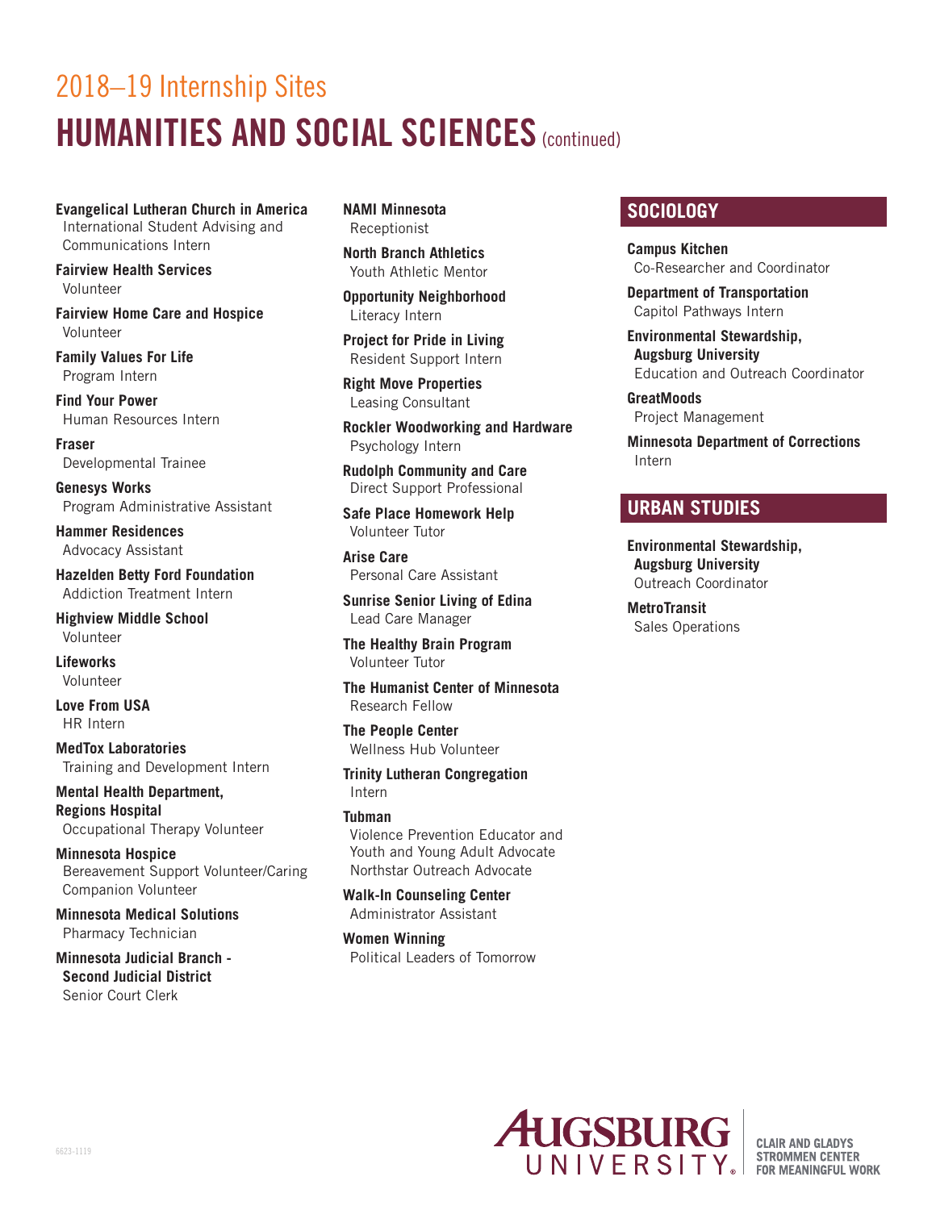## 2018–19 Internship Sites

# HUMANITIES AND SOCIAL SCIENCES (continued)

**Evangelical Lutheran Church in America**
International Student Advising and Communications Intern

**Fairview Health Services**
Volunteer

**Fairview Home Care and Hospice**
Volunteer

**Family Values For Life**
Program Intern

**Find Your Power**
Human Resources Intern

**Fraser**
Developmental Trainee

**Genesys Works**
Program Administrative Assistant

**Hammer Residences**
Advocacy Assistant

**Hazelden Betty Ford Foundation**
Addiction Treatment Intern

**Highview Middle School**
Volunteer

**Lifeworks**
Volunteer

**Love From USA**
HR Intern

**MedTox Laboratories**
Training and Development Intern

**Mental Health Department, Regions Hospital**
Occupational Therapy Volunteer

**Minnesota Hospice**
Bereavement Support Volunteer/Caring Companion Volunteer

**Minnesota Medical Solutions**
Pharmacy Technician

**Minnesota Judicial Branch - Second Judicial District**
Senior Court Clerk

**NAMI Minnesota**
Receptionist

**North Branch Athletics**
Youth Athletic Mentor

**Opportunity Neighborhood**
Literacy Intern

**Project for Pride in Living**
Resident Support Intern

**Right Move Properties**
Leasing Consultant

**Rockler Woodworking and Hardware**
Psychology Intern

**Rudolph Community and Care**
Direct Support Professional

**Safe Place Homework Help**
Volunteer Tutor

**Arise Care**
Personal Care Assistant

**Sunrise Senior Living of Edina**
Lead Care Manager

**The Healthy Brain Program**
Volunteer Tutor

**The Humanist Center of Minnesota**
Research Fellow

**The People Center**
Wellness Hub Volunteer

**Trinity Lutheran Congregation**
Intern

**Tubman**
Violence Prevention Educator and Youth and Young Adult Advocate
Northstar Outreach Advocate

**Walk-In Counseling Center**
Administrator Assistant

**Women Winning**
Political Leaders of Tomorrow

## SOCIOLOGY

**Campus Kitchen**
Co-Researcher and Coordinator

**Department of Transportation**
Capitol Pathways Intern

**Environmental Stewardship, Augsburg University**
Education and Outreach Coordinator

**GreatMoods**
Project Management

**Minnesota Department of Corrections**
Intern

## URBAN STUDIES

**Environmental Stewardship, Augsburg University**
Outreach Coordinator

**MetroTransit**
Sales Operations

6623-1119

AUGSBURG UNIVERSITY
CLAIR AND GLADYS STROMMEN CENTER FOR MEANINGFUL WORK